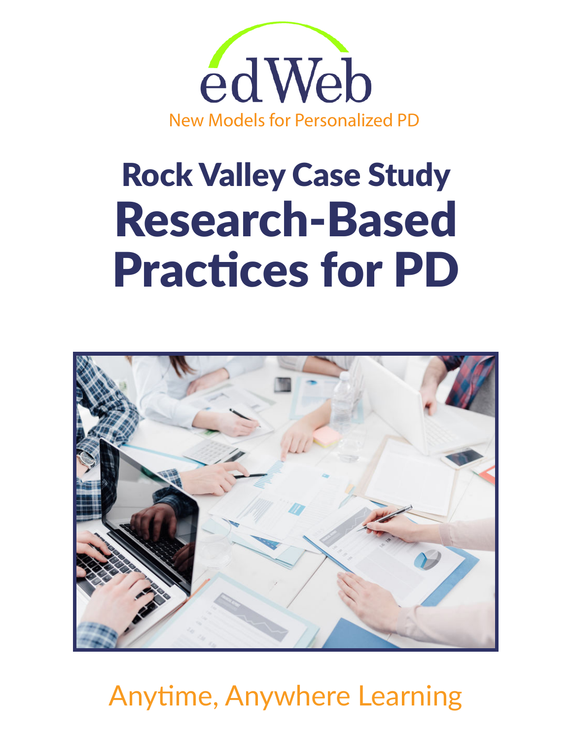edWeb

New Models for Personalized PD

# Rock Valley Case Study

# Research-Based Practices for PD

Anytime, Anywhere Learning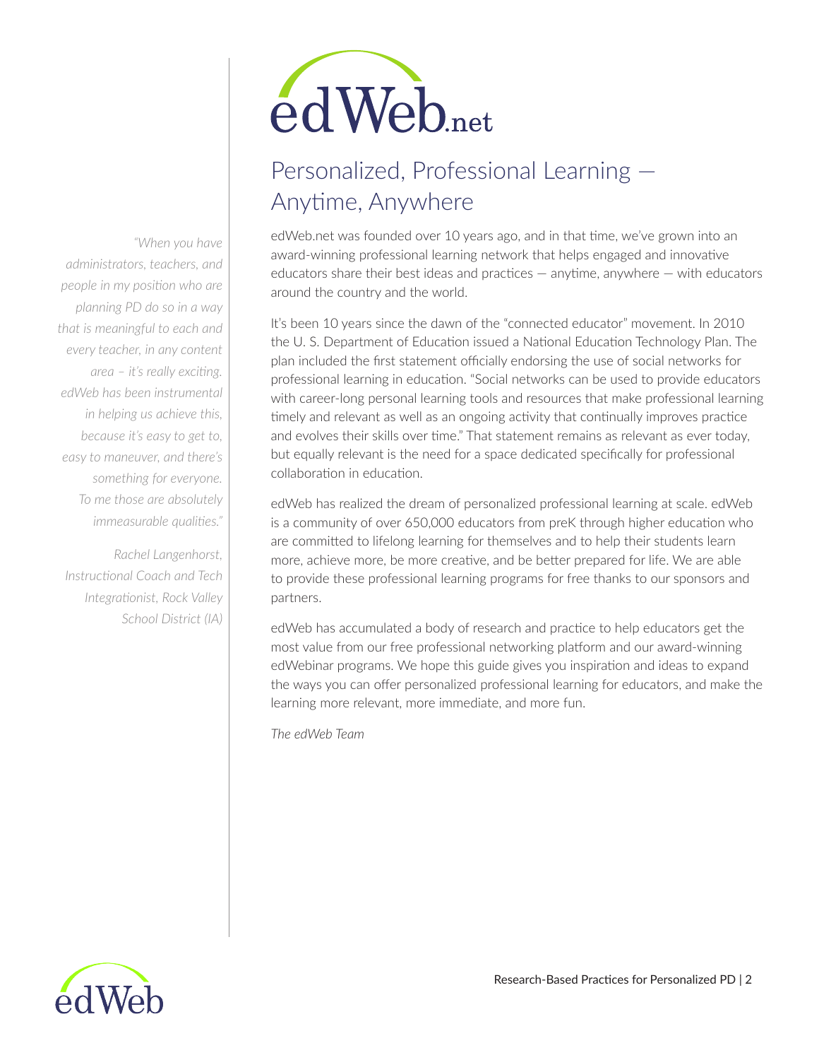# Personalized, Professional Learning — Anytime, Anywhere

*"When you have administrators, teachers, and people in my position who are planning PD do so in a way that is meaningful to each and every teacher, in any content area – it's really exciting. edWeb has been instrumental in helping us achieve this, because it's easy to get to, easy to maneuver, and there's something for everyone. To me those are absolutely immeasurable qualities."*

*Rachel Langenhorst, Instructional Coach and Tech Integrationist, Rock Valley School District (IA)*

edWeb.net was founded over 10 years ago, and in that time, we've grown into an award-winning professional learning network that helps engaged and innovative educators share their best ideas and practices — anytime, anywhere — with educators around the country and the world.

It's been 10 years since the dawn of the "connected educator" movement. In 2010 the U. S. Department of Education issued a National Education Technology Plan. The plan included the first statement officially endorsing the use of social networks for professional learning in education. "Social networks can be used to provide educators with career-long personal learning tools and resources that make professional learning timely and relevant as well as an ongoing activity that continually improves practice and evolves their skills over time." That statement remains as relevant as ever today, but equally relevant is the need for a space dedicated specifically for professional collaboration in education.

edWeb has realized the dream of personalized professional learning at scale. edWeb is a community of over 650,000 educators from preK through higher education who are committed to lifelong learning for themselves and to help their students learn more, achieve more, be more creative, and be better prepared for life. We are able to provide these professional learning programs for free thanks to our sponsors and partners.

edWeb has accumulated a body of research and practice to help educators get the most value from our free professional networking platform and our award-winning edWebinar programs. We hope this guide gives you inspiration and ideas to expand the ways you can offer personalized professional learning for educators, and make the learning more relevant, more immediate, and more fun.

*The edWeb Team*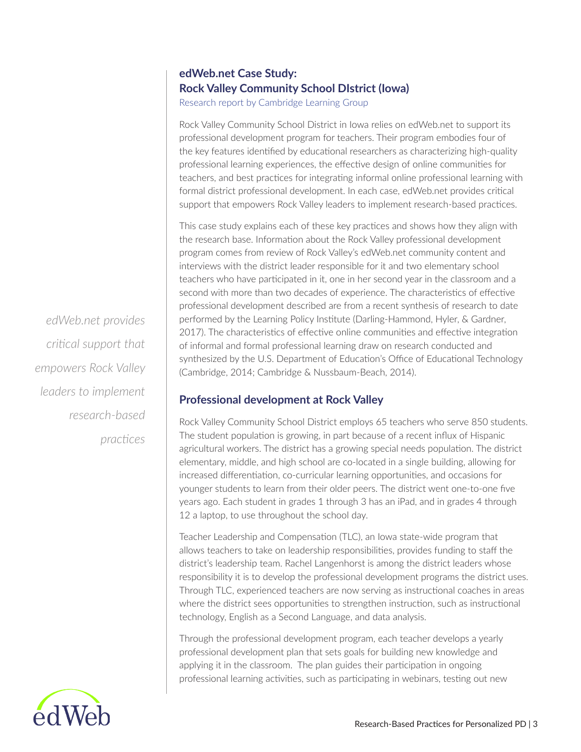## edWeb.net Case Study: Rock Valley Community School DIstrict (Iowa)

Research report by Cambridge Learning Group

Rock Valley Community School District in Iowa relies on edWeb.net to support its professional development program for teachers. Their program embodies four of the key features identified by educational researchers as characterizing high-quality professional learning experiences, the effective design of online communities for teachers, and best practices for integrating informal online professional learning with formal district professional development. In each case, edWeb.net provides critical support that empowers Rock Valley leaders to implement research-based practices.

This case study explains each of these key practices and shows how they align with the research base. Information about the Rock Valley professional development program comes from review of Rock Valley's edWeb.net community content and interviews with the district leader responsible for it and two elementary school teachers who have participated in it, one in her second year in the classroom and a second with more than two decades of experience. The characteristics of effective professional development described are from a recent synthesis of research to date performed by the Learning Policy Institute (Darling-Hammond, Hyler, & Gardner, 2017). The characteristics of effective online communities and effective integration of informal and formal professional learning draw on research conducted and synthesized by the U.S. Department of Education's Office of Educational Technology (Cambridge, 2014; Cambridge & Nussbaum-Beach, 2014).

*edWeb.net provides critical support that empowers Rock Valley leaders to implement research-based practices*

### Professional development at Rock Valley

Rock Valley Community School District employs 65 teachers who serve 850 students. The student population is growing, in part because of a recent influx of Hispanic agricultural workers. The district has a growing special needs population. The district elementary, middle, and high school are co-located in a single building, allowing for increased differentiation, co-curricular learning opportunities, and occasions for younger students to learn from their older peers. The district went one-to-one five years ago. Each student in grades 1 through 3 has an iPad, and in grades 4 through 12 a laptop, to use throughout the school day.

Teacher Leadership and Compensation (TLC), an Iowa state-wide program that allows teachers to take on leadership responsibilities, provides funding to staff the district's leadership team. Rachel Langenhorst is among the district leaders whose responsibility it is to develop the professional development programs the district uses. Through TLC, experienced teachers are now serving as instructional coaches in areas where the district sees opportunities to strengthen instruction, such as instructional technology, English as a Second Language, and data analysis.

Through the professional development program, each teacher develops a yearly professional development plan that sets goals for building new knowledge and applying it in the classroom. The plan guides their participation in ongoing professional learning activities, such as participating in webinars, testing out new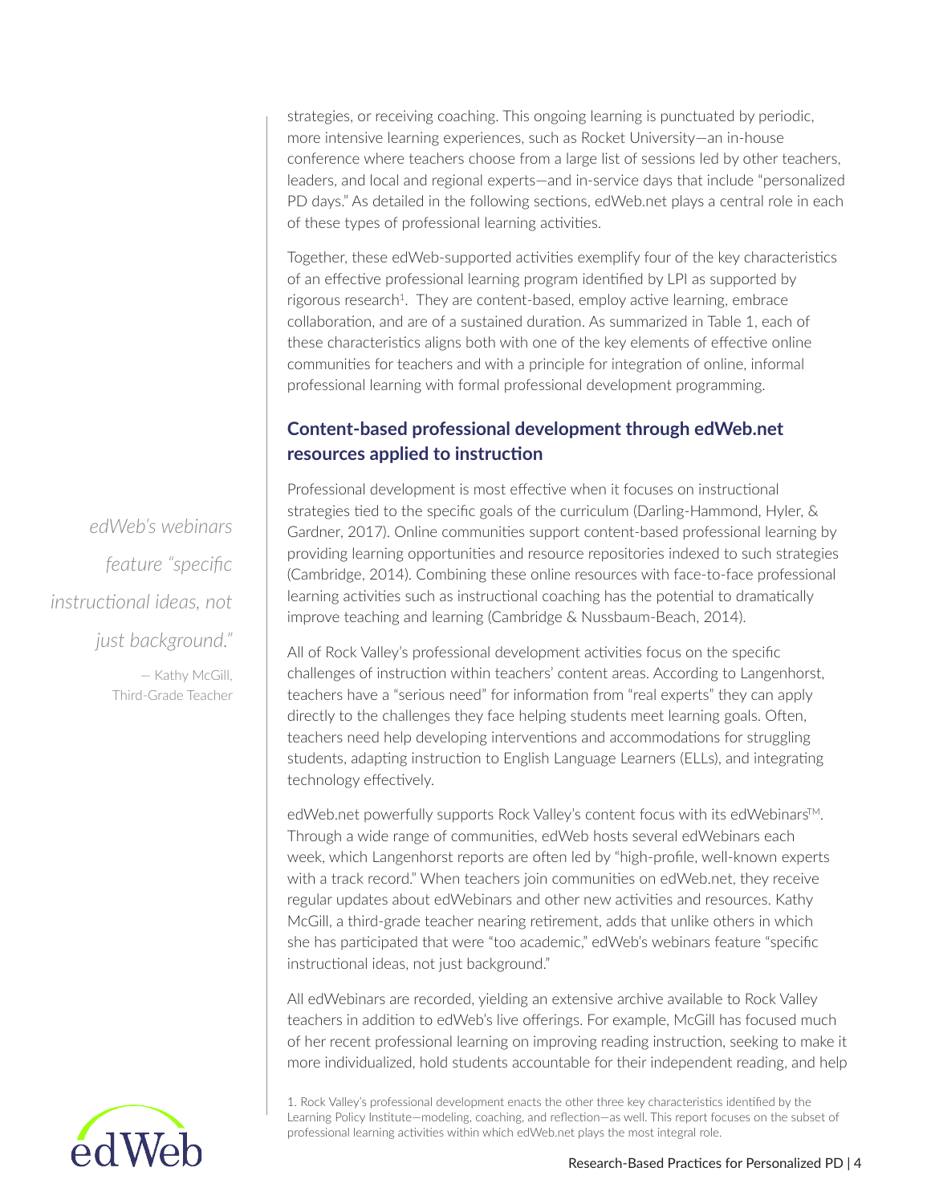strategies, or receiving coaching. This ongoing learning is punctuated by periodic, more intensive learning experiences, such as Rocket University—an in-house conference where teachers choose from a large list of sessions led by other teachers, leaders, and local and regional experts—and in-service days that include "personalized PD days." As detailed in the following sections, edWeb.net plays a central role in each of these types of professional learning activities.

Together, these edWeb-supported activities exemplify four of the key characteristics of an effective professional learning program identified by LPI as supported by rigorous research[1]. They are content-based, employ active learning, embrace collaboration, and are of a sustained duration. As summarized in Table 1, each of these characteristics aligns both with one of the key elements of effective online communities for teachers and with a principle for integration of online, informal professional learning with formal professional development programming.

## Content-based professional development through edWeb.net resources applied to instruction

Professional development is most effective when it focuses on instructional strategies tied to the specific goals of the curriculum (Darling-Hammond, Hyler, & Gardner, 2017). Online communities support content-based professional learning by providing learning opportunities and resource repositories indexed to such strategies (Cambridge, 2014). Combining these online resources with face-to-face professional learning activities such as instructional coaching has the potential to dramatically improve teaching and learning (Cambridge & Nussbaum-Beach, 2014).

> *edWeb's webinars feature "specific instructional ideas, not just background."*
>
> — Kathy McGill, Third-Grade Teacher

All of Rock Valley's professional development activities focus on the specific challenges of instruction within teachers' content areas. According to Langenhorst, teachers have a "serious need" for information from "real experts" they can apply directly to the challenges they face helping students meet learning goals. Often, teachers need help developing interventions and accommodations for struggling students, adapting instruction to English Language Learners (ELLs), and integrating technology effectively.

edWeb.net powerfully supports Rock Valley's content focus with its edWebinars™. Through a wide range of communities, edWeb hosts several edWebinars each week, which Langenhorst reports are often led by "high-profile, well-known experts with a track record." When teachers join communities on edWeb.net, they receive regular updates about edWebinars and other new activities and resources. Kathy McGill, a third-grade teacher nearing retirement, adds that unlike others in which she has participated that were "too academic," edWeb's webinars feature "specific instructional ideas, not just background."

All edWebinars are recorded, yielding an extensive archive available to Rock Valley teachers in addition to edWeb's live offerings. For example, McGill has focused much of her recent professional learning on improving reading instruction, seeking to make it more individualized, hold students accountable for their independent reading, and help

1. Rock Valley's professional development enacts the other three key characteristics identified by the Learning Policy Institute—modeling, coaching, and reflection—as well. This report focuses on the subset of professional learning activities within which edWeb.net plays the most integral role.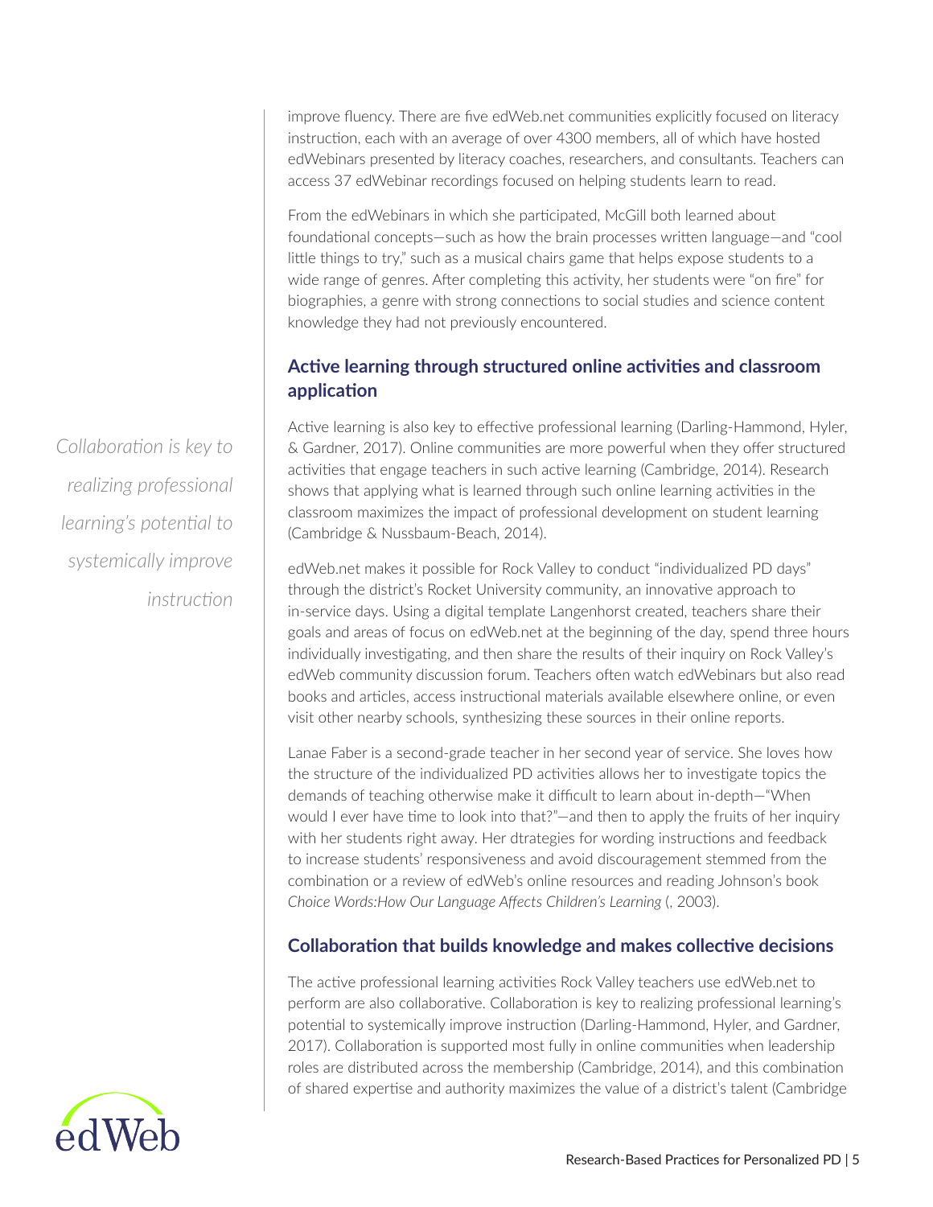improve fluency. There are five edWeb.net communities explicitly focused on literacy instruction, each with an average of over 4300 members, all of which have hosted edWebinars presented by literacy coaches, researchers, and consultants. Teachers can access 37 edWebinar recordings focused on helping students learn to read.

From the edWebinars in which she participated, McGill both learned about foundational concepts—such as how the brain processes written language—and "cool little things to try," such as a musical chairs game that helps expose students to a wide range of genres. After completing this activity, her students were "on fire" for biographies, a genre with strong connections to social studies and science content knowledge they had not previously encountered.

## Active learning through structured online activities and classroom application

Active learning is also key to effective professional learning (Darling-Hammond, Hyler, & Gardner, 2017). Online communities are more powerful when they offer structured activities that engage teachers in such active learning (Cambridge, 2014). Research shows that applying what is learned through such online learning activities in the classroom maximizes the impact of professional development on student learning (Cambridge & Nussbaum-Beach, 2014).

*Collaboration is key to realizing professional learning's potential to systemically improve instruction*

edWeb.net makes it possible for Rock Valley to conduct "individualized PD days" through the district's Rocket University community, an innovative approach to in-service days. Using a digital template Langenhorst created, teachers share their goals and areas of focus on edWeb.net at the beginning of the day, spend three hours individually investigating, and then share the results of their inquiry on Rock Valley's edWeb community discussion forum. Teachers often watch edWebinars but also read books and articles, access instructional materials available elsewhere online, or even visit other nearby schools, synthesizing these sources in their online reports.

Lanae Faber is a second-grade teacher in her second year of service. She loves how the structure of the individualized PD activities allows her to investigate topics the demands of teaching otherwise make it difficult to learn about in-depth—"When would I ever have time to look into that?"—and then to apply the fruits of her inquiry with her students right away. Her dtrategies for wording instructions and feedback to increase students' responsiveness and avoid discouragement stemmed from the combination or a review of edWeb's online resources and reading Johnson's book *Choice Words:How Our Language Affects Children's Learning* (, 2003).

## Collaboration that builds knowledge and makes collective decisions

The active professional learning activities Rock Valley teachers use edWeb.net to perform are also collaborative. Collaboration is key to realizing professional learning's potential to systemically improve instruction (Darling-Hammond, Hyler, and Gardner, 2017). Collaboration is supported most fully in online communities when leadership roles are distributed across the membership (Cambridge, 2014), and this combination of shared expertise and authority maximizes the value of a district's talent (Cambridge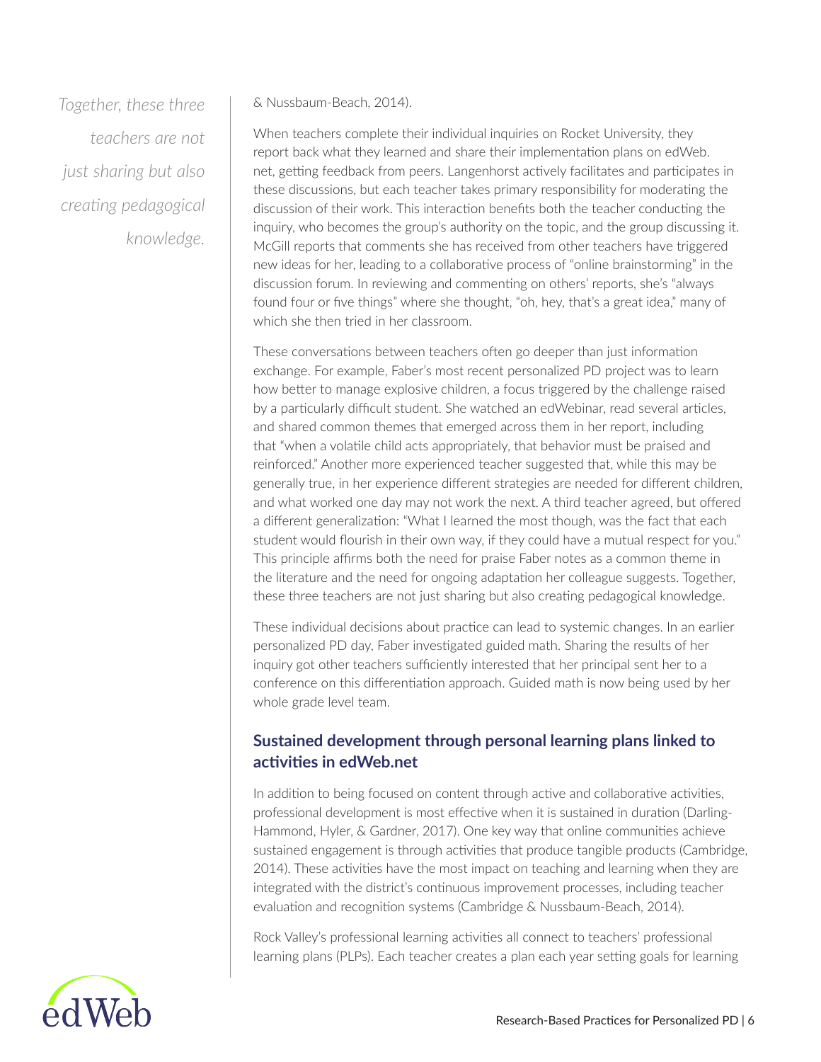*Together, these three teachers are not just sharing but also creating pedagogical knowledge.*

& Nussbaum-Beach, 2014).

When teachers complete their individual inquiries on Rocket University, they report back what they learned and share their implementation plans on edWeb.net, getting feedback from peers. Langenhorst actively facilitates and participates in these discussions, but each teacher takes primary responsibility for moderating the discussion of their work. This interaction benefits both the teacher conducting the inquiry, who becomes the group's authority on the topic, and the group discussing it. McGill reports that comments she has received from other teachers have triggered new ideas for her, leading to a collaborative process of "online brainstorming" in the discussion forum. In reviewing and commenting on others' reports, she's "always found four or five things" where she thought, "oh, hey, that's a great idea," many of which she then tried in her classroom.

These conversations between teachers often go deeper than just information exchange. For example, Faber's most recent personalized PD project was to learn how better to manage explosive children, a focus triggered by the challenge raised by a particularly difficult student. She watched an edWebinar, read several articles, and shared common themes that emerged across them in her report, including that "when a volatile child acts appropriately, that behavior must be praised and reinforced." Another more experienced teacher suggested that, while this may be generally true, in her experience different strategies are needed for different children, and what worked one day may not work the next. A third teacher agreed, but offered a different generalization: "What I learned the most though, was the fact that each student would flourish in their own way, if they could have a mutual respect for you." This principle affirms both the need for praise Faber notes as a common theme in the literature and the need for ongoing adaptation her colleague suggests. Together, these three teachers are not just sharing but also creating pedagogical knowledge.

These individual decisions about practice can lead to systemic changes. In an earlier personalized PD day, Faber investigated guided math. Sharing the results of her inquiry got other teachers sufficiently interested that her principal sent her to a conference on this differentiation approach. Guided math is now being used by her whole grade level team.

## Sustained development through personal learning plans linked to activities in edWeb.net

In addition to being focused on content through active and collaborative activities, professional development is most effective when it is sustained in duration (Darling-Hammond, Hyler, & Gardner, 2017). One key way that online communities achieve sustained engagement is through activities that produce tangible products (Cambridge, 2014). These activities have the most impact on teaching and learning when they are integrated with the district's continuous improvement processes, including teacher evaluation and recognition systems (Cambridge & Nussbaum-Beach, 2014).

Rock Valley's professional learning activities all connect to teachers' professional learning plans (PLPs). Each teacher creates a plan each year setting goals for learning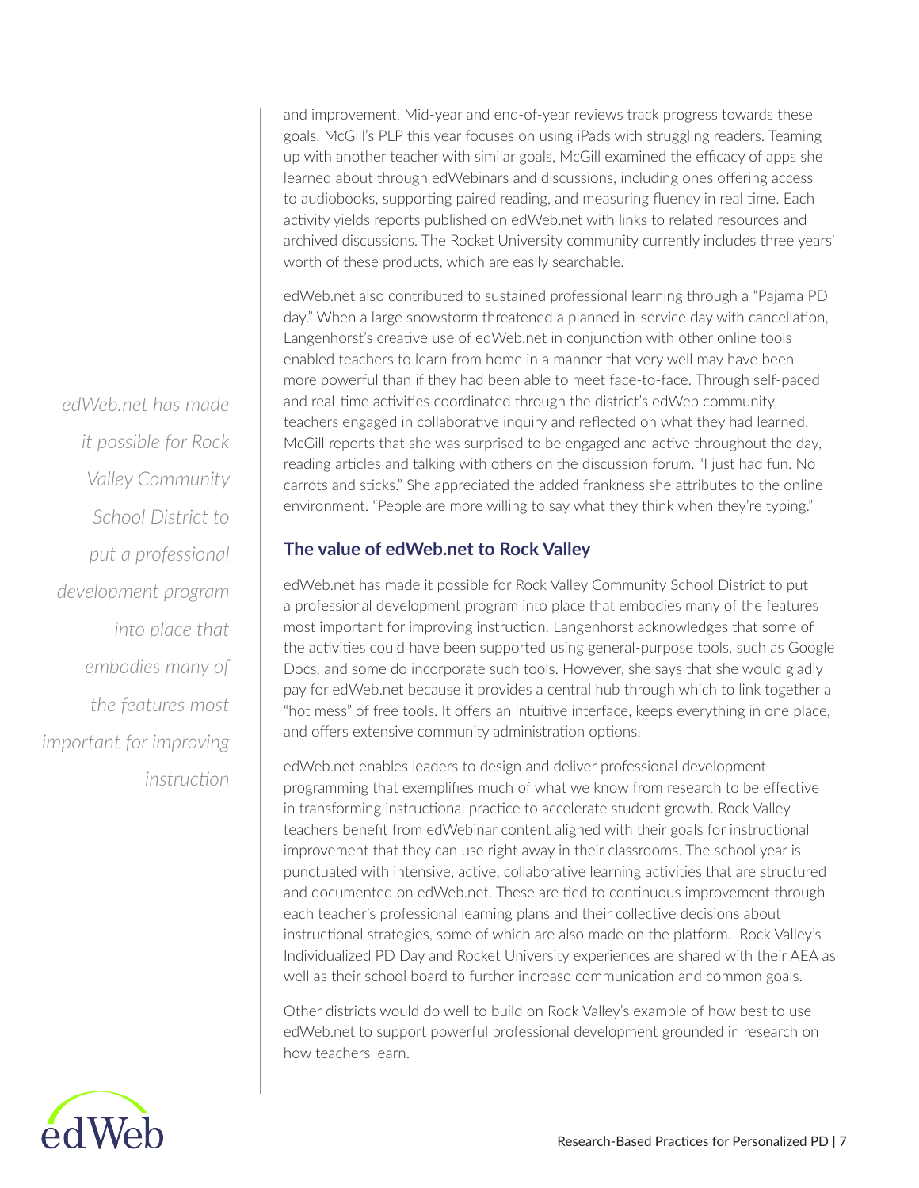and improvement. Mid-year and end-of-year reviews track progress towards these goals. McGill's PLP this year focuses on using iPads with struggling readers. Teaming up with another teacher with similar goals, McGill examined the efficacy of apps she learned about through edWebinars and discussions, including ones offering access to audiobooks, supporting paired reading, and measuring fluency in real time. Each activity yields reports published on edWeb.net with links to related resources and archived discussions. The Rocket University community currently includes three years' worth of these products, which are easily searchable.

edWeb.net also contributed to sustained professional learning through a "Pajama PD day." When a large snowstorm threatened a planned in-service day with cancellation, Langenhorst's creative use of edWeb.net in conjunction with other online tools enabled teachers to learn from home in a manner that very well may have been more powerful than if they had been able to meet face-to-face. Through self-paced and real-time activities coordinated through the district's edWeb community, teachers engaged in collaborative inquiry and reflected on what they had learned. McGill reports that she was surprised to be engaged and active throughout the day, reading articles and talking with others on the discussion forum. "I just had fun. No carrots and sticks." She appreciated the added frankness she attributes to the online environment. "People are more willing to say what they think when they're typing."

*edWeb.net has made it possible for Rock Valley Community School District to put a professional development program into place that embodies many of the features most important for improving instruction*

## The value of edWeb.net to Rock Valley

edWeb.net has made it possible for Rock Valley Community School District to put a professional development program into place that embodies many of the features most important for improving instruction. Langenhorst acknowledges that some of the activities could have been supported using general-purpose tools, such as Google Docs, and some do incorporate such tools. However, she says that she would gladly pay for edWeb.net because it provides a central hub through which to link together a "hot mess" of free tools. It offers an intuitive interface, keeps everything in one place, and offers extensive community administration options.

edWeb.net enables leaders to design and deliver professional development programming that exemplifies much of what we know from research to be effective in transforming instructional practice to accelerate student growth. Rock Valley teachers benefit from edWebinar content aligned with their goals for instructional improvement that they can use right away in their classrooms. The school year is punctuated with intensive, active, collaborative learning activities that are structured and documented on edWeb.net. These are tied to continuous improvement through each teacher's professional learning plans and their collective decisions about instructional strategies, some of which are also made on the platform. Rock Valley's Individualized PD Day and Rocket University experiences are shared with their AEA as well as their school board to further increase communication and common goals.

Other districts would do well to build on Rock Valley's example of how best to use edWeb.net to support powerful professional development grounded in research on how teachers learn.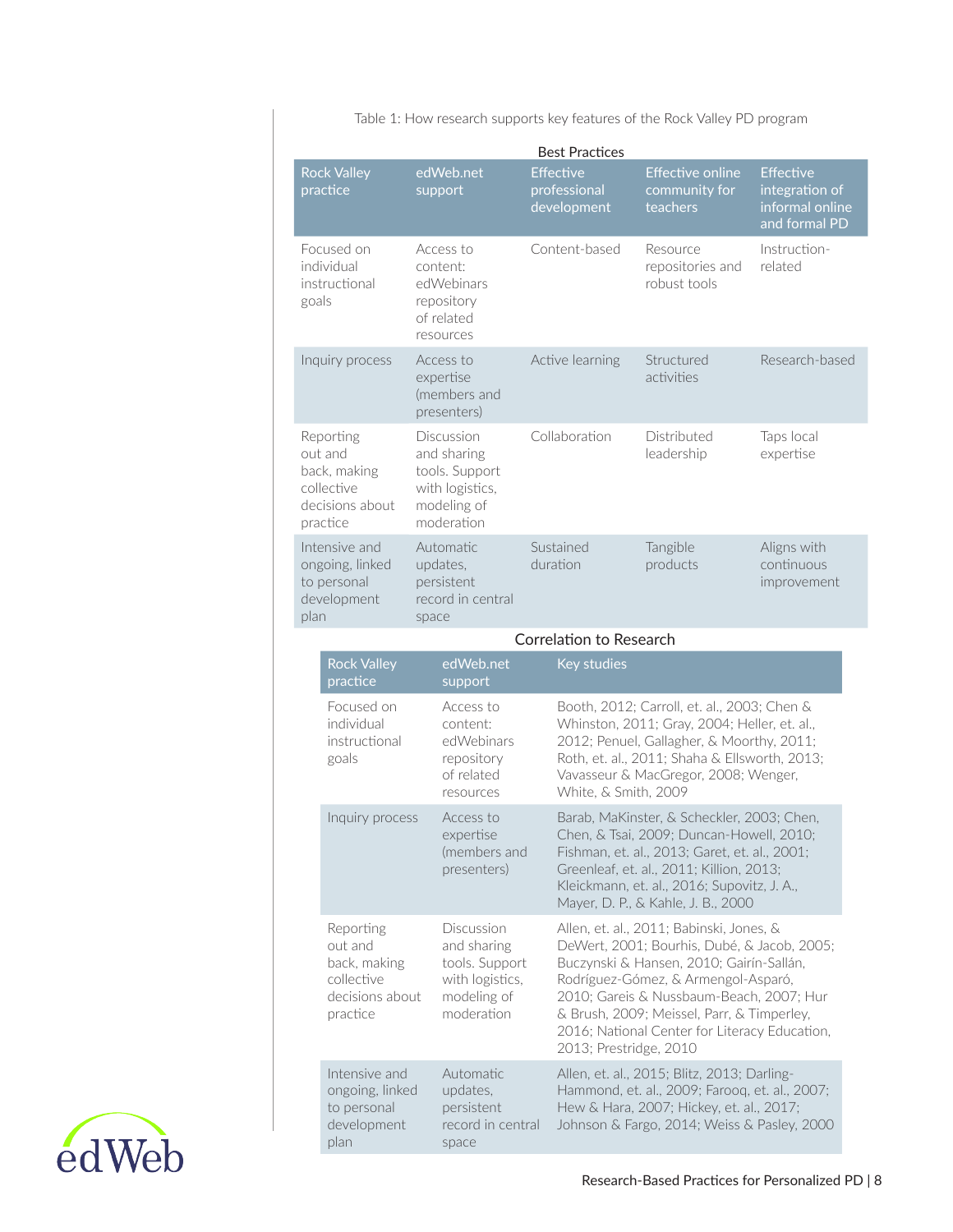Table 1: How research supports key features of the Rock Valley PD program

**Best Practices**

| Rock Valley practice | edWeb.net support | Effective professional development | Effective online community for teachers | Effective integration of informal online and formal PD |
|---|---|---|---|---|
| Focused on individual instructional goals | Access to content: edWebinars repository of related resources | Content-based | Resource repositories and robust tools | Instruction-related |
| Inquiry process | Access to expertise (members and presenters) | Active learning | Structured activities | Research-based |
| Reporting out and back, making collective decisions about practice | Discussion and sharing tools. Support with logistics, modeling of moderation | Collaboration | Distributed leadership | Taps local expertise |
| Intensive and ongoing, linked to personal development plan | Automatic updates, persistent record in central space | Sustained duration | Tangible products | Aligns with continuous improvement |

**Correlation to Research**

| Rock Valley practice | edWeb.net support | Key studies |
|---|---|---|
| Focused on individual instructional goals | Access to content: edWebinars repository of related resources | Booth, 2012; Carroll, et. al., 2003; Chen & Whinston, 2011; Gray, 2004; Heller, et. al., 2012; Penuel, Gallagher, & Moorthy, 2011; Roth, et. al., 2011; Shaha & Ellsworth, 2013; Vavasseur & MacGregor, 2008; Wenger, White, & Smith, 2009 |
| Inquiry process | Access to expertise (members and presenters) | Barab, MaKinster, & Scheckler, 2003; Chen, Chen, & Tsai, 2009; Duncan-Howell, 2010; Fishman, et. al., 2013; Garet, et. al., 2001; Greenleaf, et. al., 2011; Killion, 2013; Kleickmann, et. al., 2016; Supovitz, J. A., Mayer, D. P., & Kahle, J. B., 2000 |
| Reporting out and back, making collective decisions about practice | Discussion and sharing tools. Support with logistics, modeling of moderation | Allen, et. al., 2011; Babinski, Jones, & DeWert, 2001; Bourhis, Dubé, & Jacob, 2005; Buczynski & Hansen, 2010; Gairín-Sallán, Rodríguez-Gómez, & Armengol-Asparó, 2010; Gareis & Nussbaum-Beach, 2007; Hur & Brush, 2009; Meissel, Parr, & Timperley, 2016; National Center for Literacy Education, 2013; Prestridge, 2010 |
| Intensive and ongoing, linked to personal development plan | Automatic updates, persistent record in central space | Allen, et. al., 2015; Blitz, 2013; Darling-Hammond, et. al., 2009; Farooq, et. al., 2007; Hew & Hara, 2007; Hickey, et. al., 2017; Johnson & Fargo, 2014; Weiss & Pasley, 2000 |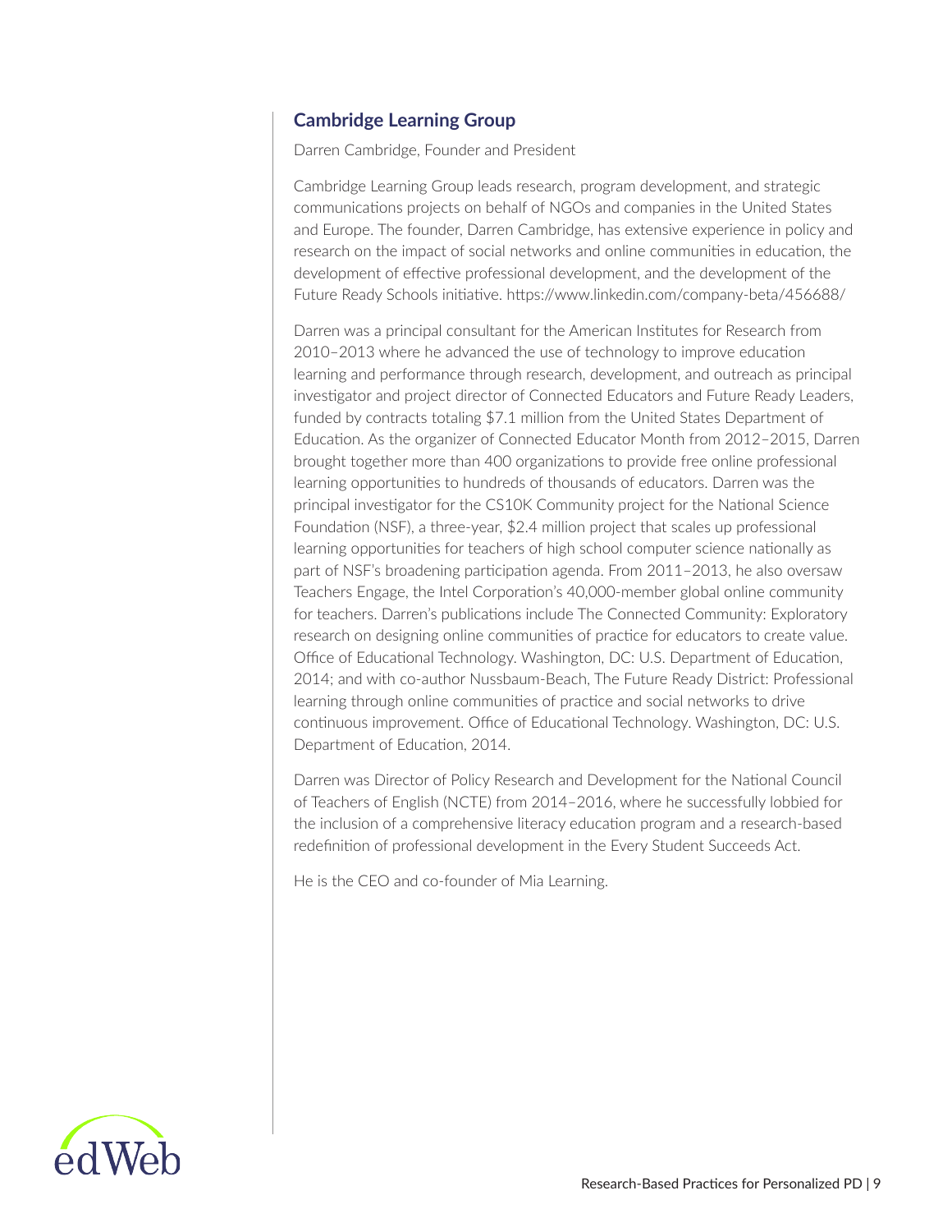### Cambridge Learning Group

Darren Cambridge, Founder and President

Cambridge Learning Group leads research, program development, and strategic communications projects on behalf of NGOs and companies in the United States and Europe. The founder, Darren Cambridge, has extensive experience in policy and research on the impact of social networks and online communities in education, the development of effective professional development, and the development of the Future Ready Schools initiative. https://www.linkedin.com/company-beta/456688/

Darren was a principal consultant for the American Institutes for Research from 2010–2013 where he advanced the use of technology to improve education learning and performance through research, development, and outreach as principal investigator and project director of Connected Educators and Future Ready Leaders, funded by contracts totaling $7.1 million from the United States Department of Education. As the organizer of Connected Educator Month from 2012–2015, Darren brought together more than 400 organizations to provide free online professional learning opportunities to hundreds of thousands of educators. Darren was the principal investigator for the CS10K Community project for the National Science Foundation (NSF), a three-year, $2.4 million project that scales up professional learning opportunities for teachers of high school computer science nationally as part of NSF's broadening participation agenda. From 2011–2013, he also oversaw Teachers Engage, the Intel Corporation's 40,000-member global online community for teachers. Darren's publications include The Connected Community: Exploratory research on designing online communities of practice for educators to create value. Office of Educational Technology. Washington, DC: U.S. Department of Education, 2014; and with co-author Nussbaum-Beach, The Future Ready District: Professional learning through online communities of practice and social networks to drive continuous improvement. Office of Educational Technology. Washington, DC: U.S. Department of Education, 2014.

Darren was Director of Policy Research and Development for the National Council of Teachers of English (NCTE) from 2014–2016, where he successfully lobbied for the inclusion of a comprehensive literacy education program and a research-based redefinition of professional development in the Every Student Succeeds Act.

He is the CEO and co-founder of Mia Learning.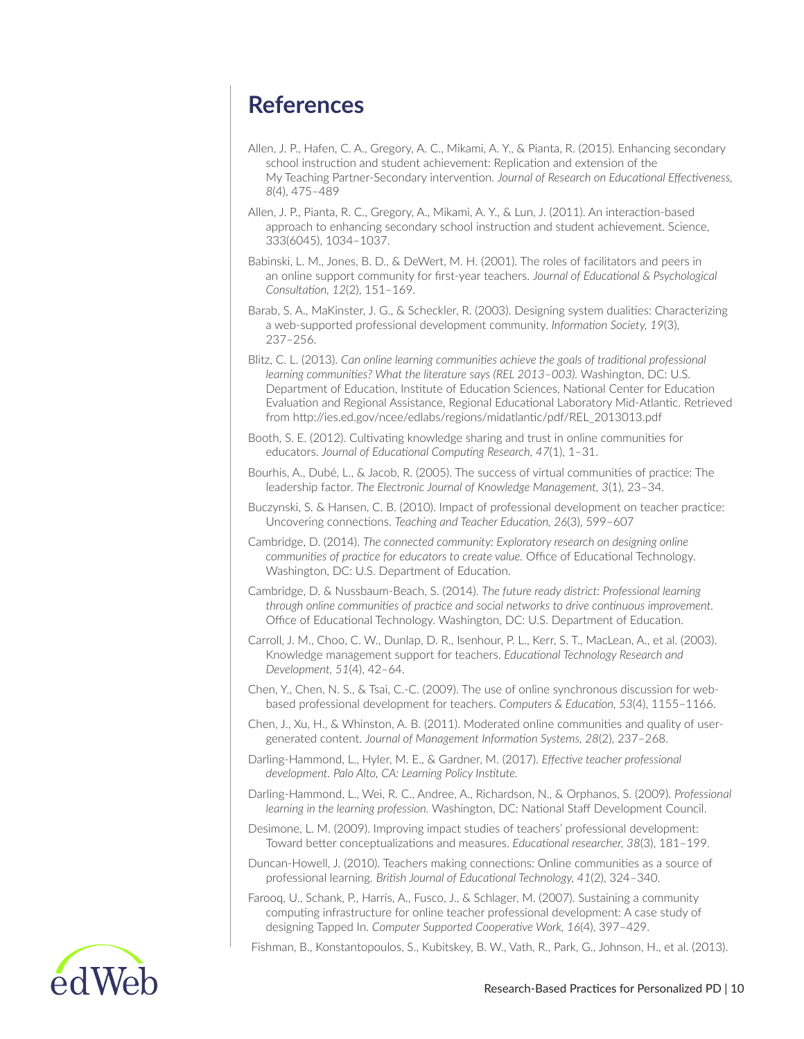## References

Allen, J. P., Hafen, C. A., Gregory, A. C., Mikami, A. Y., & Pianta, R. (2015). Enhancing secondary school instruction and student achievement: Replication and extension of the My Teaching Partner-Secondary intervention. *Journal of Research on Educational Effectiveness, 8*(4), 475–489

Allen, J. P., Pianta, R. C., Gregory, A., Mikami, A. Y., & Lun, J. (2011). An interaction-based approach to enhancing secondary school instruction and student achievement. Science, 333(6045), 1034–1037.

Babinski, L. M., Jones, B. D., & DeWert, M. H. (2001). The roles of facilitators and peers in an online support community for first-year teachers. *Journal of Educational & Psychological Consultation, 12*(2), 151–169.

Barab, S. A., MaKinster, J. G., & Scheckler, R. (2003). Designing system dualities: Characterizing a web-supported professional development community. *Information Society, 19*(3), 237–256.

Blitz, C. L. (2013). *Can online learning communities achieve the goals of traditional professional learning communities? What the literature says (REL 2013–003).* Washington, DC: U.S. Department of Education, Institute of Education Sciences, National Center for Education Evaluation and Regional Assistance, Regional Educational Laboratory Mid-Atlantic. Retrieved from http://ies.ed.gov/ncee/edlabs/regions/midatlantic/pdf/REL_2013013.pdf

Booth, S. E. (2012). Cultivating knowledge sharing and trust in online communities for educators. *Journal of Educational Computing Research, 47*(1), 1–31.

Bourhis, A., Dubé, L., & Jacob, R. (2005). The success of virtual communities of practice: The leadership factor. *The Electronic Journal of Knowledge Management, 3*(1), 23–34.

Buczynski, S. & Hansen, C. B. (2010). Impact of professional development on teacher practice: Uncovering connections. *Teaching and Teacher Education, 26*(3), 599–607

Cambridge, D. (2014). *The connected community: Exploratory research on designing online communities of practice for educators to create value.* Office of Educational Technology. Washington, DC: U.S. Department of Education.

Cambridge, D. & Nussbaum-Beach, S. (2014). *The future ready district: Professional learning through online communities of practice and social networks to drive continuous improvement.* Office of Educational Technology. Washington, DC: U.S. Department of Education.

Carroll, J. M., Choo, C. W., Dunlap, D. R., Isenhour, P. L., Kerr, S. T., MacLean, A., et al. (2003). Knowledge management support for teachers. *Educational Technology Research and Development, 51*(4), 42–64.

Chen, Y., Chen, N. S., & Tsai, C.-C. (2009). The use of online synchronous discussion for web-based professional development for teachers. *Computers & Education, 53*(4), 1155–1166.

Chen, J., Xu, H., & Whinston, A. B. (2011). Moderated online communities and quality of user-generated content. *Journal of Management Information Systems, 28*(2), 237–268.

Darling-Hammond, L., Hyler, M. E., & Gardner, M. (2017). *Effective teacher professional development. Palo Alto, CA: Learning Policy Institute.*

Darling-Hammond, L., Wei, R. C., Andree, A., Richardson, N., & Orphanos, S. (2009). *Professional learning in the learning profession.* Washington, DC: National Staff Development Council.

Desimone, L. M. (2009). Improving impact studies of teachers' professional development: Toward better conceptualizations and measures. *Educational researcher, 38*(3), 181–199.

Duncan-Howell, J. (2010). Teachers making connections: Online communities as a source of professional learning. *British Journal of Educational Technology, 41*(2), 324–340.

Farooq, U., Schank, P., Harris, A., Fusco, J., & Schlager, M. (2007). Sustaining a community computing infrastructure for online teacher professional development: A case study of designing Tapped In. *Computer Supported Cooperative Work, 16*(4), 397–429.

Fishman, B., Konstantopoulos, S., Kubitskey, B. W., Vath, R., Park, G., Johnson, H., et al. (2013).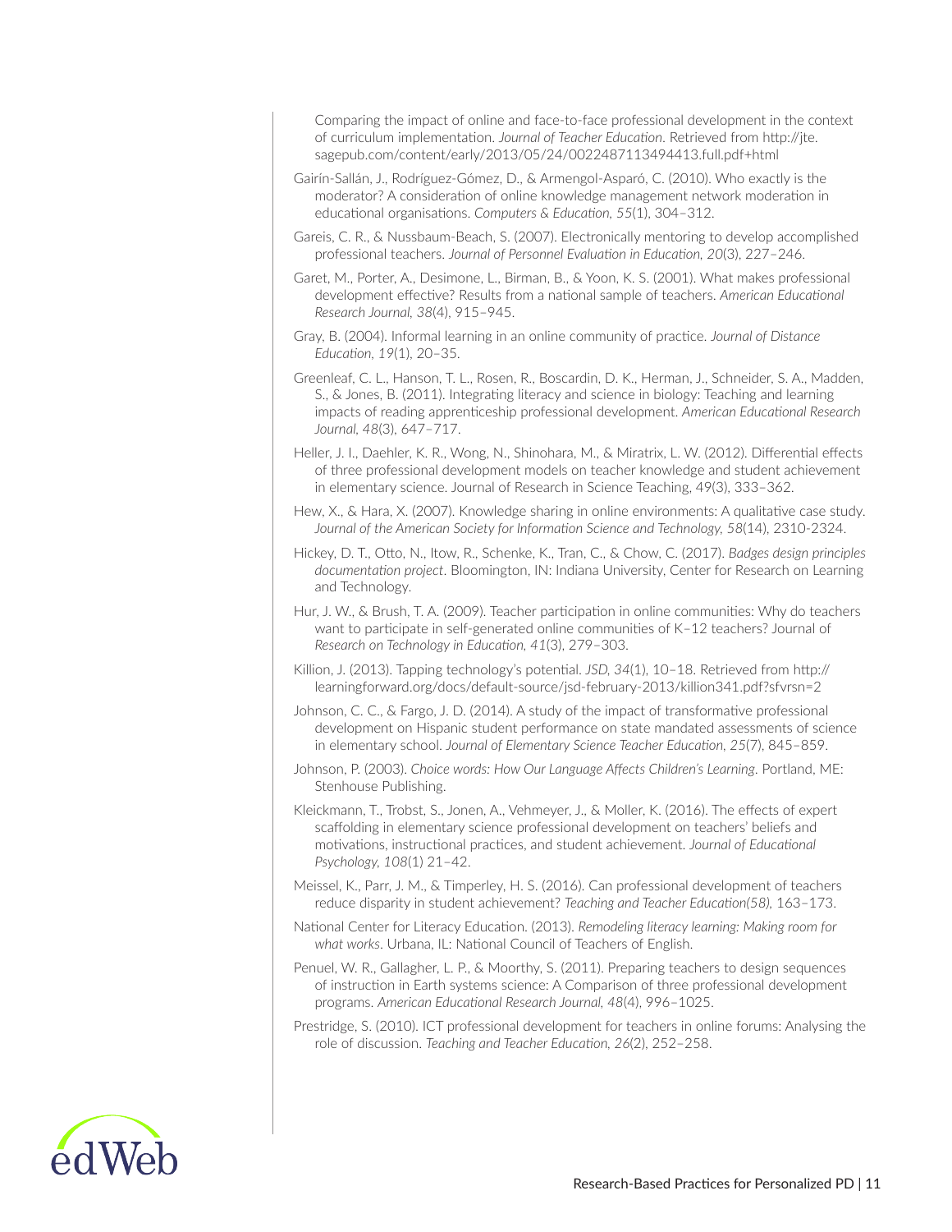Comparing the impact of online and face-to-face professional development in the context of curriculum implementation. *Journal of Teacher Education*. Retrieved from http://jte.sagepub.com/content/early/2013/05/24/0022487113494413.full.pdf+html

Gairín-Sallán, J., Rodríguez-Gómez, D., & Armengol-Asparó, C. (2010). Who exactly is the moderator? A consideration of online knowledge management network moderation in educational organisations. *Computers & Education, 55*(1), 304–312.

Gareis, C. R., & Nussbaum-Beach, S. (2007). Electronically mentoring to develop accomplished professional teachers. *Journal of Personnel Evaluation in Education, 20*(3), 227–246.

Garet, M., Porter, A., Desimone, L., Birman, B., & Yoon, K. S. (2001). What makes professional development effective? Results from a national sample of teachers. *American Educational Research Journal, 38*(4), 915–945.

Gray, B. (2004). Informal learning in an online community of practice. *Journal of Distance Education, 19*(1), 20–35.

Greenleaf, C. L., Hanson, T. L., Rosen, R., Boscardin, D. K., Herman, J., Schneider, S. A., Madden, S., & Jones, B. (2011). Integrating literacy and science in biology: Teaching and learning impacts of reading apprenticeship professional development. *American Educational Research Journal, 48*(3), 647–717.

Heller, J. I., Daehler, K. R., Wong, N., Shinohara, M., & Miratrix, L. W. (2012). Differential effects of three professional development models on teacher knowledge and student achievement in elementary science. Journal of Research in Science Teaching, 49(3), 333–362.

Hew, X., & Hara, X. (2007). Knowledge sharing in online environments: A qualitative case study. *Journal of the American Society for Information Science and Technology, 58*(14), 2310-2324.

Hickey, D. T., Otto, N., Itow, R., Schenke, K., Tran, C., & Chow, C. (2017). *Badges design principles documentation project*. Bloomington, IN: Indiana University, Center for Research on Learning and Technology.

Hur, J. W., & Brush, T. A. (2009). Teacher participation in online communities: Why do teachers want to participate in self-generated online communities of K–12 teachers? Journal of *Research on Technology in Education, 41*(3), 279–303.

Killion, J. (2013). Tapping technology's potential. *JSD, 34*(1), 10–18. Retrieved from http://learningforward.org/docs/default-source/jsd-february-2013/killion341.pdf?sfvrsn=2

Johnson, C. C., & Fargo, J. D. (2014). A study of the impact of transformative professional development on Hispanic student performance on state mandated assessments of science in elementary school. *Journal of Elementary Science Teacher Education, 25*(7), 845–859.

Johnson, P. (2003). *Choice words: How Our Language Affects Children's Learning*. Portland, ME: Stenhouse Publishing.

Kleickmann, T., Trobst, S., Jonen, A., Vehmeyer, J., & Moller, K. (2016). The effects of expert scaffolding in elementary science professional development on teachers' beliefs and motivations, instructional practices, and student achievement. *Journal of Educational Psychology, 108*(1) 21–42.

Meissel, K., Parr, J. M., & Timperley, H. S. (2016). Can professional development of teachers reduce disparity in student achievement? *Teaching and Teacher Education(58),* 163–173.

National Center for Literacy Education. (2013). *Remodeling literacy learning: Making room for what works*. Urbana, IL: National Council of Teachers of English.

Penuel, W. R., Gallagher, L. P., & Moorthy, S. (2011). Preparing teachers to design sequences of instruction in Earth systems science: A Comparison of three professional development programs. *American Educational Research Journal, 48*(4), 996–1025.

Prestridge, S. (2010). ICT professional development for teachers in online forums: Analysing the role of discussion. *Teaching and Teacher Education, 26*(2), 252–258.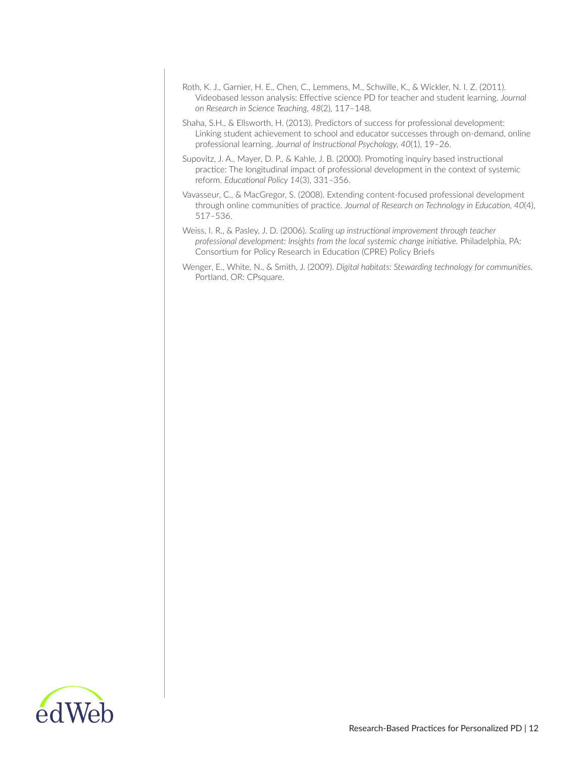Roth, K. J., Garnier, H. E., Chen, C., Lemmens, M., Schwille, K., & Wickler, N. I. Z. (2011). Videobased lesson analysis: Effective science PD for teacher and student learning. *Journal on Research in Science Teaching, 48*(2), 117–148.

Shaha, S.H., & Ellsworth, H. (2013). Predictors of success for professional development: Linking student achievement to school and educator successes through on-demand, online professional learning. *Journal of Instructional Psychology, 40*(1), 19–26.

Supovitz, J. A., Mayer, D. P., & Kahle, J. B. (2000). Promoting inquiry based instructional practice: The longitudinal impact of professional development in the context of systemic reform. *Educational Policy 14*(3), 331–356.

Vavasseur, C., & MacGregor, S. (2008). Extending content-focused professional development through online communities of practice. *Journal of Research on Technology in Education, 40*(4), 517–536.

Weiss, I. R., & Pasley, J. D. (2006). *Scaling up instructional improvement through teacher professional development: Insights from the local systemic change initiative.* Philadelphia, PA: Consortium for Policy Research in Education (CPRE) Policy Briefs

Wenger, E., White, N., & Smith, J. (2009). *Digital habitats: Stewarding technology for communities.* Portland, OR: CPsquare.